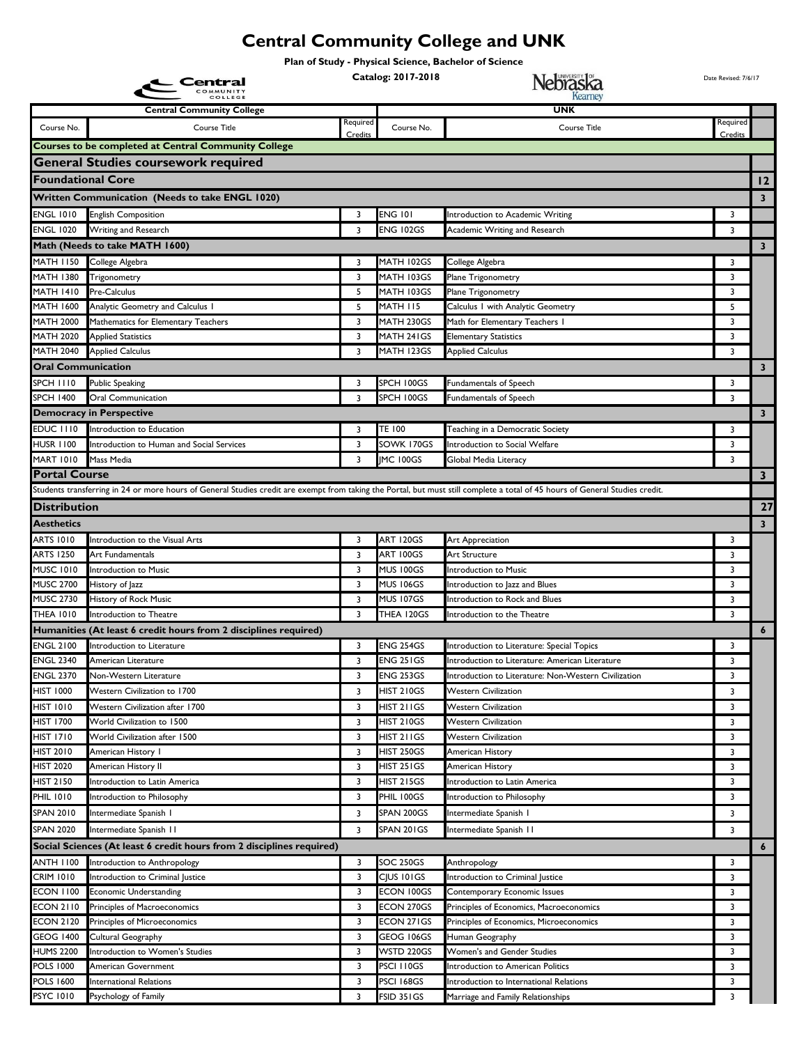# Central Community College and UNK

**Plan of Study - Physical Science, Bachelor of Science**

**Catalog: 2017-2018**

Date Revised: 7/6/17

| Central Community College | | | UNK | | | |
|---|---|---|---|---|---|---|
| Course No. | Course Title | Required Credits | Course No. | Course Title | Required Credits | |
| **Courses to be completed at Central Community College** | | | | | | |
| **General Studies coursework required** | | | | | | |
| **Foundational Core** | | | | | | **12** |
| **Written Communication (Needs to take ENGL 1020)** | | | | | | **3** |
| ENGL 1010 | English Composition | 3 | ENG 101 | Introduction to Academic Writing | 3 | |
| ENGL 1020 | Writing and Research | 3 | ENG 102GS | Academic Writing and Research | 3 | |
| **Math (Needs to take MATH 1600)** | | | | | | **3** |
| MATH 1150 | College Algebra | 3 | MATH 102GS | College Algebra | 3 | |
| MATH 1380 | Trigonometry | 3 | MATH 103GS | Plane Trigonometry | 3 | |
| MATH 1410 | Pre-Calculus | 5 | MATH 103GS | Plane Trigonometry | 3 | |
| MATH 1600 | Analytic Geometry and Calculus I | 5 | MATH 115 | Calculus I with Analytic Geometry | 5 | |
| MATH 2000 | Mathematics for Elementary Teachers | 3 | MATH 230GS | Math for Elementary Teachers I | 3 | |
| MATH 2020 | Applied Statistics | 3 | MATH 241GS | Elementary Statistics | 3 | |
| MATH 2040 | Applied Calculus | 3 | MATH 123GS | Applied Calculus | 3 | |
| **Oral Communication** | | | | | | **3** |
| SPCH 1110 | Public Speaking | 3 | SPCH 100GS | Fundamentals of Speech | 3 | |
| SPCH 1400 | Oral Communication | 3 | SPCH 100GS | Fundamentals of Speech | 3 | |
| **Democracy in Perspective** | | | | | | **3** |
| EDUC 1110 | Introduction to Education | 3 | TE 100 | Teaching in a Democratic Society | 3 | |
| HUSR 1100 | Introduction to Human and Social Services | 3 | SOWK 170GS | Introduction to Social Welfare | 3 | |
| MART 1010 | Mass Media | 3 | JMC 100GS | Global Media Literacy | 3 | |
| **Portal Course** | | | | | | **3** |
| Students transferring in 24 or more hours of General Studies credit are exempt from taking the Portal, but must still complete a total of 45 hours of General Studies credit. | | | | | | |
| **Distribution** | | | | | | **27** |
| **Aesthetics** | | | | | | **3** |
| ARTS 1010 | Introduction to the Visual Arts | 3 | ART 120GS | Art Appreciation | 3 | |
| ARTS 1250 | Art Fundamentals | 3 | ART 100GS | Art Structure | 3 | |
| MUSC 1010 | Introduction to Music | 3 | MUS 100GS | Introduction to Music | 3 | |
| MUSC 2700 | History of Jazz | 3 | MUS 106GS | Introduction to Jazz and Blues | 3 | |
| MUSC 2730 | History of Rock Music | 3 | MUS 107GS | Introduction to Rock and Blues | 3 | |
| THEA 1010 | Introduction to Theatre | 3 | THEA 120GS | Introduction to the Theatre | 3 | |
| **Humanities (At least 6 credit hours from 2 disciplines required)** | | | | | | **6** |
| ENGL 2100 | Introduction to Literature | 3 | ENG 254GS | Introduction to Literature: Special Topics | 3 | |
| ENGL 2340 | American Literature | 3 | ENG 251GS | Introduction to Literature: American Literature | 3 | |
| ENGL 2370 | Non-Western Literature | 3 | ENG 253GS | Introduction to Literature: Non-Western Civilization | 3 | |
| HIST 1000 | Western Civilization to 1700 | 3 | HIST 210GS | Western Civilization | 3 | |
| HIST 1010 | Western Civilization after 1700 | 3 | HIST 211GS | Western Civilization | 3 | |
| HIST 1700 | World Civilization to 1500 | 3 | HIST 210GS | Western Civilization | 3 | |
| HIST 1710 | World Civilization after 1500 | 3 | HIST 211GS | Western Civilization | 3 | |
| HIST 2010 | American History I | 3 | HIST 250GS | American History | 3 | |
| HIST 2020 | American History II | 3 | HIST 251GS | American History | 3 | |
| HIST 2150 | Introduction to Latin America | 3 | HIST 215GS | Introduction to Latin America | 3 | |
| PHIL 1010 | Introduction to Philosophy | 3 | PHIL 100GS | Introduction to Philosophy | 3 | |
| SPAN 2010 | Intermediate Spanish I | 3 | SPAN 200GS | Intermediate Spanish I | 3 | |
| SPAN 2020 | Intermediate Spanish 11 | 3 | SPAN 201GS | Intermediate Spanish 11 | 3 | |
| **Social Sciences (At least 6 credit hours from 2 disciplines required)** | | | | | | **6** |
| ANTH 1100 | Introduction to Anthropology | 3 | SOC 250GS | Anthropology | 3 | |
| CRIM 1010 | Introduction to Criminal Justice | 3 | CJUS 101GS | Introduction to Criminal Justice | 3 | |
| ECON 1100 | Economic Understanding | 3 | ECON 100GS | Contemporary Economic Issues | 3 | |
| ECON 2110 | Principles of Macroeconomics | 3 | ECON 270GS | Principles of Economics, Macroeconomics | 3 | |
| ECON 2120 | Principles of Microeconomics | 3 | ECON 271GS | Principles of Economics, Microeconomics | 3 | |
| GEOG 1400 | Cultural Geography | 3 | GEOG 106GS | Human Geography | 3 | |
| HUMS 2200 | Introduction to Women's Studies | 3 | WSTD 220GS | Women's and Gender Studies | 3 | |
| POLS 1000 | American Government | 3 | PSCI 110GS | Introduction to American Politics | 3 | |
| POLS 1600 | International Relations | 3 | PSCI 168GS | Introduction to International Relations | 3 | |
| PSYC 1010 | Psychology of Family | 3 | FSID 351GS | Marriage and Family Relationships | 3 | |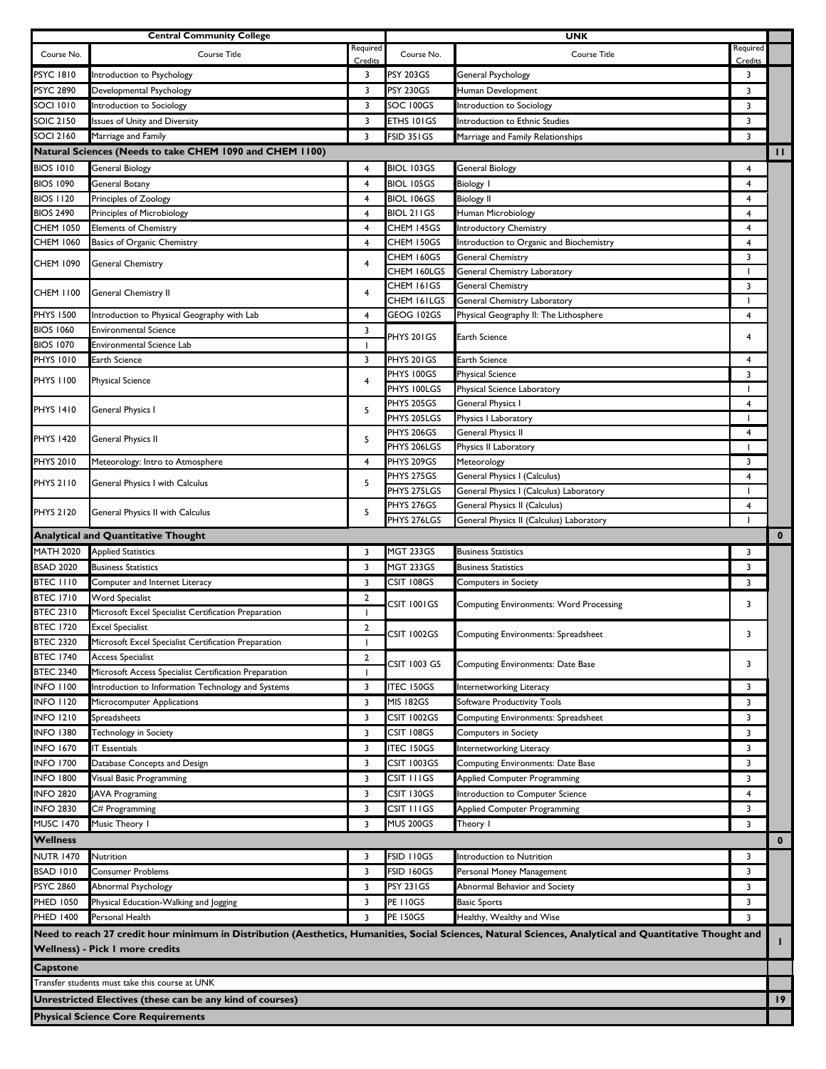| Central Community College | | | UNK | | | |
|---|---|---|---|---|---|---|
| Course No. | Course Title | Required Credits | Course No. | Course Title | Required Credits | |
| PSYC 1810 | Introduction to Psychology | 3 | PSY 203GS | General Psychology | 3 | |
| PSYC 2890 | Developmental Psychology | 3 | PSY 230GS | Human Development | 3 | |
| SOCI 1010 | Introduction to Sociology | 3 | SOC 100GS | Introduction to Sociology | 3 | |
| SOIC 2150 | Issues of Unity and Diversity | 3 | ETHS 101GS | Introduction to Ethnic Studies | 3 | |
| SOCI 2160 | Marriage and Family | 3 | FSID 351GS | Marriage and Family Relationships | 3 | |
| **Natural Sciences (Needs to take CHEM 1090 and CHEM 1100)** | | | | | | **11** |
| BIOS 1010 | General Biology | 4 | BIOL 103GS | General Biology | 4 | |
| BIOS 1090 | General Botany | 4 | BIOL 105GS | Biology I | 4 | |
| BIOS 1120 | Principles of Zoology | 4 | BIOL 106GS | Biology II | 4 | |
| BIOS 2490 | Principles of Microbiology | 4 | BIOL 211GS | Human Microbiology | 4 | |
| CHEM 1050 | Elements of Chemistry | 4 | CHEM 145GS | Introductory Chemistry | 4 | |
| CHEM 1060 | Basics of Organic Chemistry | 4 | CHEM 150GS | Introduction to Organic and Biochemistry | 4 | |
| CHEM 1090 | General Chemistry | 4 | CHEM 160GS | General Chemistry | 3 | |
| | | | CHEM 160LGS | General Chemistry Laboratory | 1 | |
| CHEM 1100 | General Chemistry II | 4 | CHEM 161GS | General Chemistry | 3 | |
| | | | CHEM 161LGS | General Chemistry Laboratory | 1 | |
| PHYS 1500 | Introduction to Physical Geography with Lab | 4 | GEOG 102GS | Physical Geography II: The Lithosphere | 4 | |
| BIOS 1060 | Environmental Science | 3 | PHYS 201GS | Earth Science | 4 | |
| BIOS 1070 | Environmental Science Lab | 1 | | | | |
| PHYS 1010 | Earth Science | 3 | PHYS 201GS | Earth Science | 4 | |
| PHYS 1100 | Physical Science | 4 | PHYS 100GS | Physical Science | 3 | |
| | | | PHYS 100LGS | Physical Science Laboratory | 1 | |
| PHYS 1410 | General Physics I | 5 | PHYS 205GS | General Physics I | 4 | |
| | | | PHYS 205LGS | Physics I Laboratory | 1 | |
| PHYS 1420 | General Physics II | 5 | PHYS 206GS | General Physics II | 4 | |
| | | | PHYS 206LGS | Physics II Laboratory | 1 | |
| PHYS 2010 | Meteorology: Intro to Atmosphere | 4 | PHYS 209GS | Meteorology | 3 | |
| PHYS 2110 | General Physics I with Calculus | 5 | PHYS 275GS | General Physics I (Calculus) | 4 | |
| | | | PHYS 275LGS | General Physics I (Calculus) Laboratory | 1 | |
| PHYS 2120 | General Physics II with Calculus | 5 | PHYS 276GS | General Physics II (Calculus) | 4 | |
| | | | PHYS 276LGS | General Physics II (Calculus) Laboratory | 1 | |
| **Analytical and Quantitative Thought** | | | | | | **0** |
| MATH 2020 | Applied Statistics | 3 | MGT 233GS | Business Statistics | 3 | |
| BSAD 2020 | Business Statistics | 3 | MGT 233GS | Business Statistics | 3 | |
| BTEC 1110 | Computer and Internet Literacy | 3 | CSIT 108GS | Computers in Society | 3 | |
| BTEC 1710 | Word Specialist | 2 | CSIT 1001GS | Computing Environments: Word Processing | 3 | |
| BTEC 2310 | Microsoft Excel Specialist Certification Preparation | 1 | | | | |
| BTEC 1720 | Excel Specialist | 2 | CSIT 1002GS | Computing Environments: Spreadsheet | 3 | |
| BTEC 2320 | Microsoft Excel Specialist Certification Preparation | 1 | | | | |
| BTEC 1740 | Access Specialist | 2 | CSIT 1003 GS | Computing Environments: Date Base | 3 | |
| BTEC 2340 | Microsoft Access Specialist Certification Preparation | 1 | | | | |
| INFO 1100 | Introduction to Information Technology and Systems | 3 | ITEC 150GS | Internetworking Literacy | 3 | |
| INFO 1120 | Microcomputer Applications | 3 | MIS 182GS | Software Productivity Tools | 3 | |
| INFO 1210 | Spreadsheets | 3 | CSIT 1002GS | Computing Environments: Spreadsheet | 3 | |
| INFO 1380 | Technology in Society | 3 | CSIT 108GS | Computers in Society | 3 | |
| INFO 1670 | IT Essentials | 3 | ITEC 150GS | Internetworking Literacy | 3 | |
| INFO 1700 | Database Concepts and Design | 3 | CSIT 1003GS | Computing Environments: Date Base | 3 | |
| INFO 1800 | Visual Basic Programming | 3 | CSIT 111GS | Applied Computer Programming | 3 | |
| INFO 2820 | JAVA Programing | 3 | CSIT 130GS | Introduction to Computer Science | 4 | |
| INFO 2830 | C# Programming | 3 | CSIT 111GS | Applied Computer Programming | 3 | |
| MUSC 1470 | Music Theory I | 3 | MUS 200GS | Theory I | 3 | |
| **Wellness** | | | | | | **0** |
| NUTR 1470 | Nutrition | 3 | FSID 110GS | Introduction to Nutrition | 3 | |
| BSAD 1010 | Consumer Problems | 3 | FSID 160GS | Personal Money Management | 3 | |
| PSYC 2860 | Abnormal Psychology | 3 | PSY 231GS | Abnormal Behavior and Society | 3 | |
| PHED 1050 | Physical Education-Walking and Jogging | 3 | PE 110GS | Basic Sports | 3 | |
| PHED 1400 | Personal Health | 3 | PE 150GS | Healthy, Wealthy and Wise | 3 | |
| **Need to reach 27 credit hour minimum in Distribution (Aesthetics, Humanities, Social Sciences, Natural Sciences, Analytical and Quantitative Thought and Wellness) - Pick 1 more credits** | | | | | | **1** |
| **Capstone** | | | | | | |
| Transfer students must take this course at UNK | | | | | | |
| **Unrestricted Electives (these can be any kind of courses)** | | | | | | **19** |
| **Physical Science Core Requirements** | | | | | | |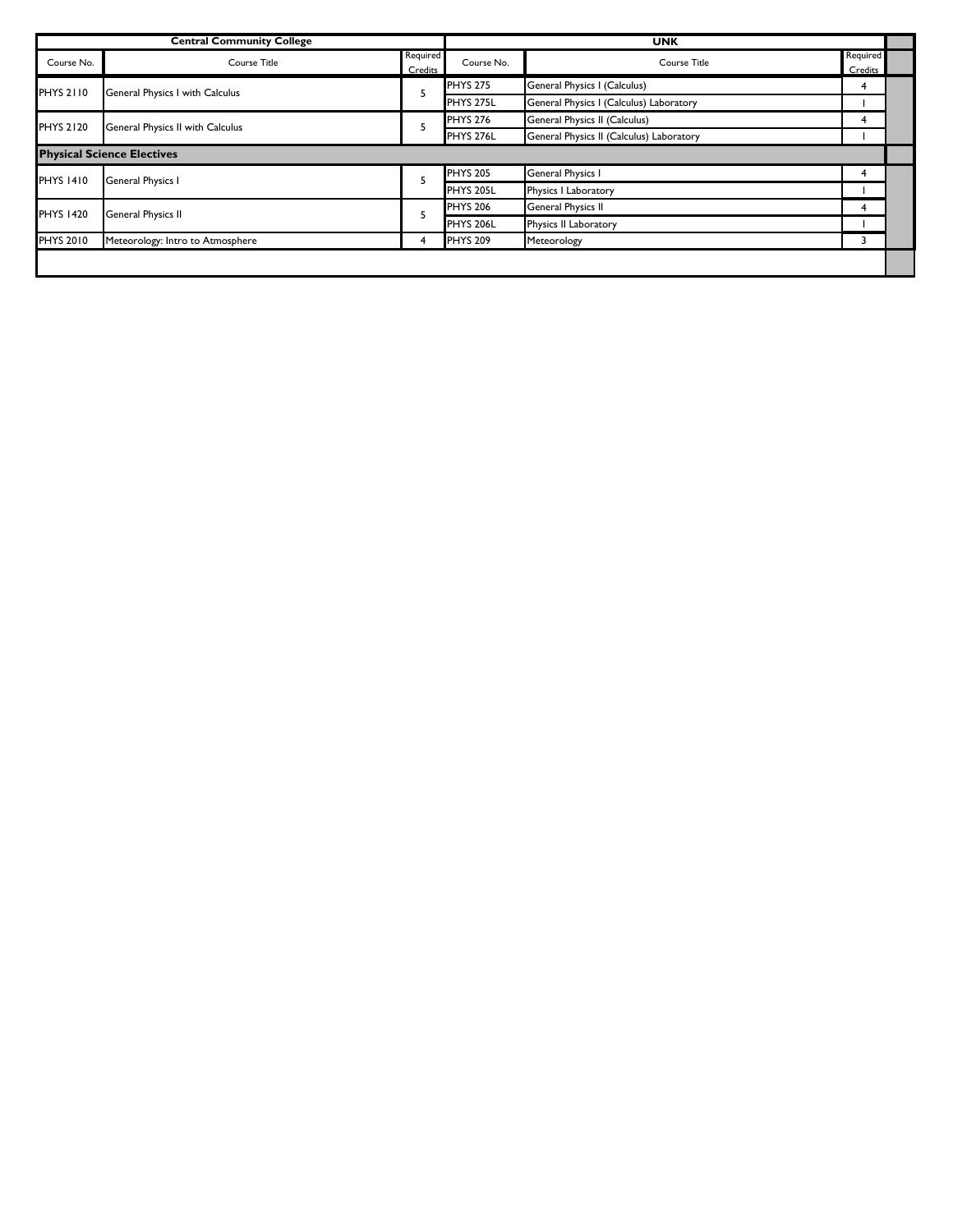| Central Community College | | | UNK | | | |
|---|---|---|---|---|---|---|
| Course No. | Course Title | Required Credits | Course No. | Course Title | Required Credits | |
| PHYS 2110 | General Physics I with Calculus | 5 | PHYS 275 | General Physics I (Calculus) | 4 | |
| | | | PHYS 275L | General Physics I (Calculus) Laboratory | 1 | |
| PHYS 2120 | General Physics II with Calculus | 5 | PHYS 276 | General Physics II (Calculus) | 4 | |
| | | | PHYS 276L | General Physics II (Calculus) Laboratory | 1 | |
| **Physical Science Electives** | | | | | | |
| PHYS 1410 | General Physics I | 5 | PHYS 205 | General Physics I | 4 | |
| | | | PHYS 205L | Physics I Laboratory | 1 | |
| PHYS 1420 | General Physics II | 5 | PHYS 206 | General Physics II | 4 | |
| | | | PHYS 206L | Physics II Laboratory | 1 | |
| PHYS 2010 | Meteorology: Intro to Atmosphere | 4 | PHYS 209 | Meteorology | 3 | |